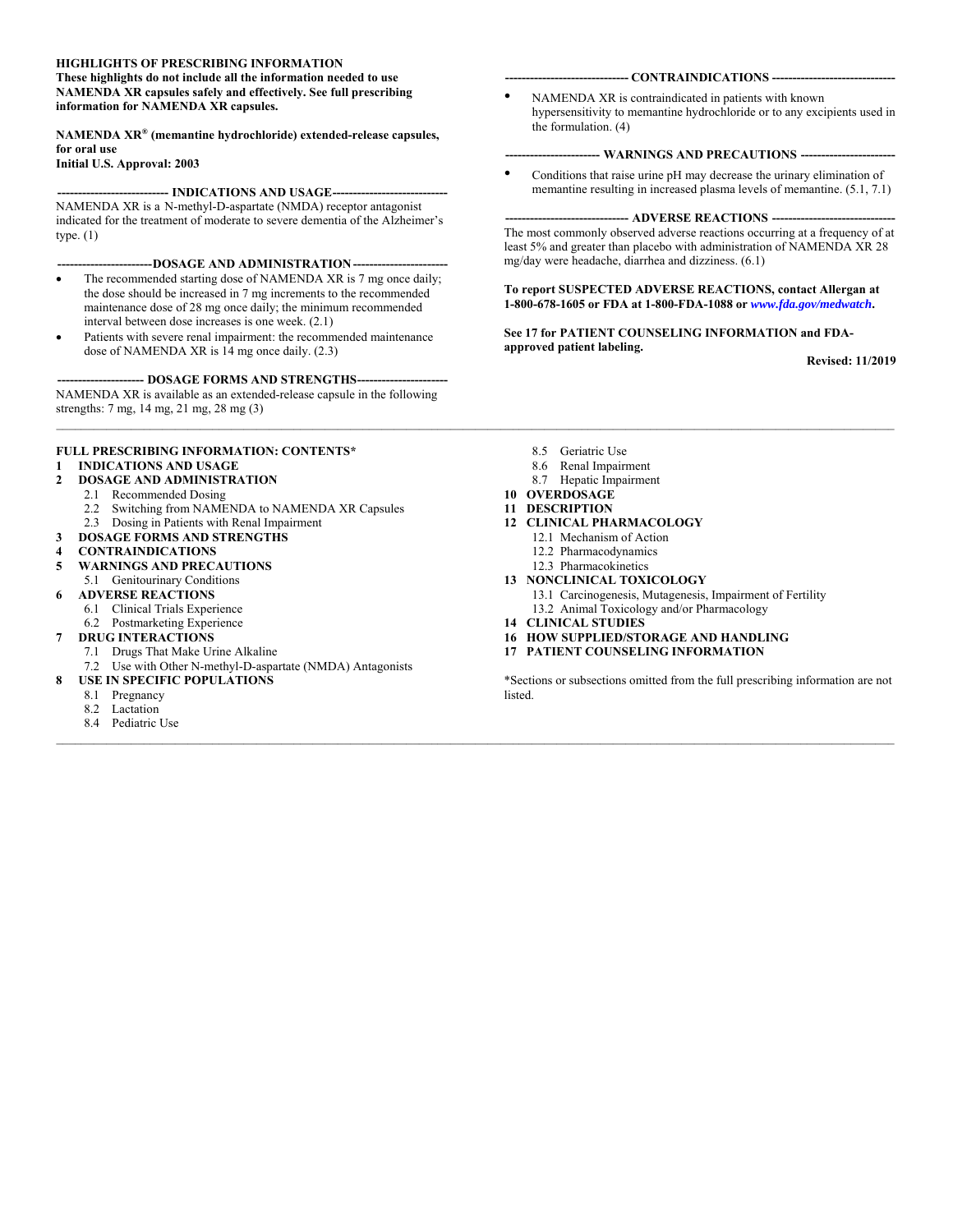**HIGHLIGHTS OF PRESCRIBING INFORMATION**
**These highlights do not include all the information needed to use NAMENDA XR capsules safely and effectively. See full prescribing information for NAMENDA XR capsules.**

**NAMENDA XR® (memantine hydrochloride) extended-release capsules, for oral use**
**Initial U.S. Approval: 2003**

**--------------------------- INDICATIONS AND USAGE----------------------------**

NAMENDA XR is a N-methyl-D-aspartate (NMDA) receptor antagonist indicated for the treatment of moderate to severe dementia of the Alzheimer's type. (1)

**-----------------------DOSAGE AND ADMINISTRATION-----------------------**

- The recommended starting dose of NAMENDA XR is 7 mg once daily; the dose should be increased in 7 mg increments to the recommended maintenance dose of 28 mg once daily; the minimum recommended interval between dose increases is one week. (2.1)
- Patients with severe renal impairment: the recommended maintenance dose of NAMENDA XR is 14 mg once daily. (2.3)

**--------------------- DOSAGE FORMS AND STRENGTHS----------------------**

NAMENDA XR is available as an extended-release capsule in the following strengths: 7 mg, 14 mg, 21 mg, 28 mg (3)

**------------------------------ CONTRAINDICATIONS ------------------------------**

- NAMENDA XR is contraindicated in patients with known hypersensitivity to memantine hydrochloride or to any excipients used in the formulation. (4)

**----------------------- WARNINGS AND PRECAUTIONS -----------------------**

- Conditions that raise urine pH may decrease the urinary elimination of memantine resulting in increased plasma levels of memantine. (5.1, 7.1)

**------------------------------ ADVERSE REACTIONS ------------------------------**

The most commonly observed adverse reactions occurring at a frequency of at least 5% and greater than placebo with administration of NAMENDA XR 28 mg/day were headache, diarrhea and dizziness. (6.1)

**To report SUSPECTED ADVERSE REACTIONS, contact Allergan at 1-800-678-1605 or FDA at 1-800-FDA-1088 or *www.fda.gov/medwatch*.**

**See 17 for PATIENT COUNSELING INFORMATION and FDA-approved patient labeling.**

**Revised: 11/2019**

---

**FULL PRESCRIBING INFORMATION: CONTENTS***

**1 INDICATIONS AND USAGE**
**2 DOSAGE AND ADMINISTRATION**
- 2.1 Recommended Dosing
- 2.2 Switching from NAMENDA to NAMENDA XR Capsules
- 2.3 Dosing in Patients with Renal Impairment

**3 DOSAGE FORMS AND STRENGTHS**
**4 CONTRAINDICATIONS**
**5 WARNINGS AND PRECAUTIONS**
- 5.1 Genitourinary Conditions

**6 ADVERSE REACTIONS**
- 6.1 Clinical Trials Experience
- 6.2 Postmarketing Experience

**7 DRUG INTERACTIONS**
- 7.1 Drugs That Make Urine Alkaline
- 7.2 Use with Other N-methyl-D-aspartate (NMDA) Antagonists

**8 USE IN SPECIFIC POPULATIONS**
- 8.1 Pregnancy
- 8.2 Lactation
- 8.4 Pediatric Use
- 8.5 Geriatric Use
- 8.6 Renal Impairment
- 8.7 Hepatic Impairment

**10 OVERDOSAGE**
**11 DESCRIPTION**
**12 CLINICAL PHARMACOLOGY**
- 12.1 Mechanism of Action
- 12.2 Pharmacodynamics
- 12.3 Pharmacokinetics

**13 NONCLINICAL TOXICOLOGY**
- 13.1 Carcinogenesis, Mutagenesis, Impairment of Fertility
- 13.2 Animal Toxicology and/or Pharmacology

**14 CLINICAL STUDIES**
**16 HOW SUPPLIED/STORAGE AND HANDLING**
**17 PATIENT COUNSELING INFORMATION**

*Sections or subsections omitted from the full prescribing information are not listed.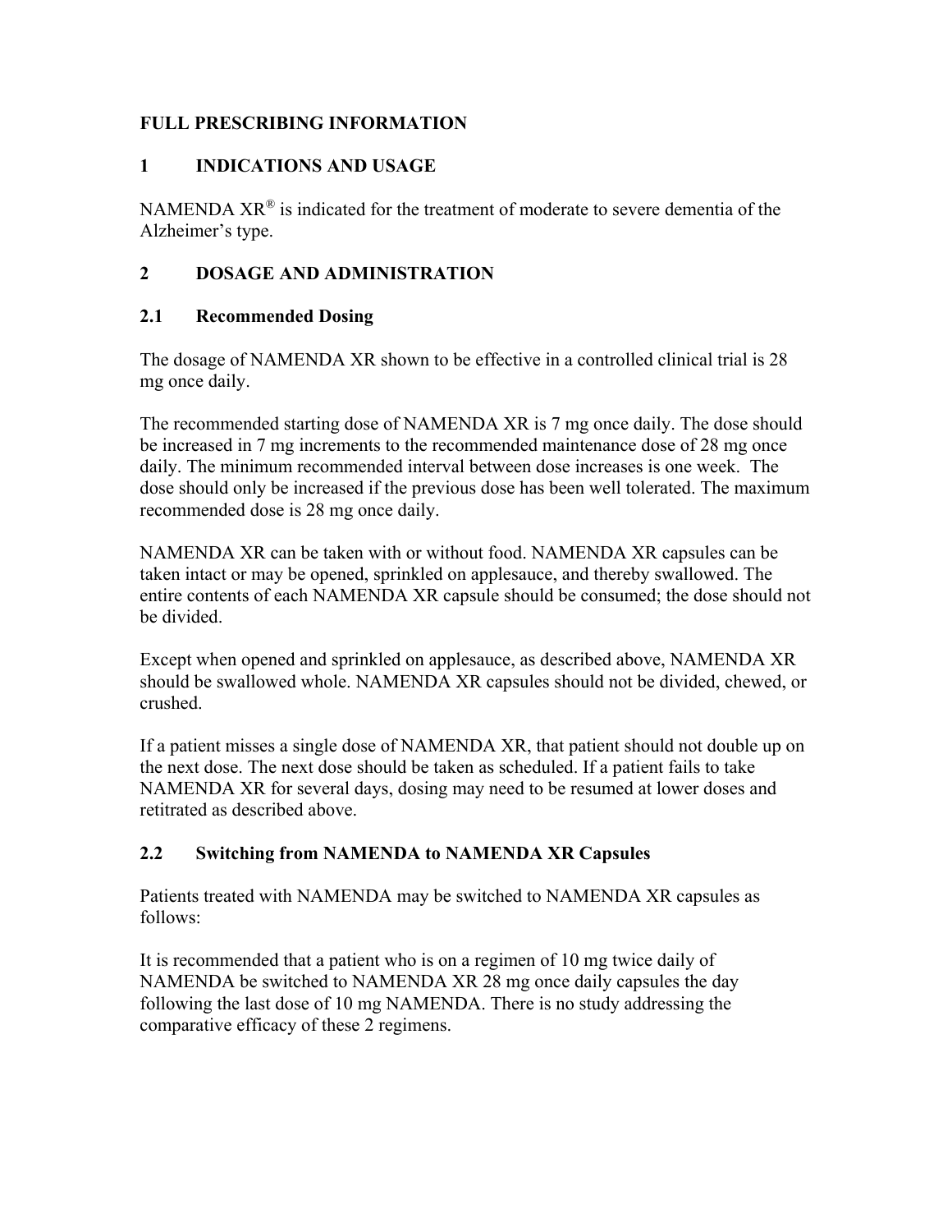## FULL PRESCRIBING INFORMATION

## 1 INDICATIONS AND USAGE

NAMENDA XR® is indicated for the treatment of moderate to severe dementia of the Alzheimer's type.

## 2 DOSAGE AND ADMINISTRATION

### 2.1 Recommended Dosing

The dosage of NAMENDA XR shown to be effective in a controlled clinical trial is 28 mg once daily.

The recommended starting dose of NAMENDA XR is 7 mg once daily. The dose should be increased in 7 mg increments to the recommended maintenance dose of 28 mg once daily. The minimum recommended interval between dose increases is one week. The dose should only be increased if the previous dose has been well tolerated. The maximum recommended dose is 28 mg once daily.

NAMENDA XR can be taken with or without food. NAMENDA XR capsules can be taken intact or may be opened, sprinkled on applesauce, and thereby swallowed. The entire contents of each NAMENDA XR capsule should be consumed; the dose should not be divided.

Except when opened and sprinkled on applesauce, as described above, NAMENDA XR should be swallowed whole. NAMENDA XR capsules should not be divided, chewed, or crushed.

If a patient misses a single dose of NAMENDA XR, that patient should not double up on the next dose. The next dose should be taken as scheduled. If a patient fails to take NAMENDA XR for several days, dosing may need to be resumed at lower doses and retitrated as described above.

### 2.2 Switching from NAMENDA to NAMENDA XR Capsules

Patients treated with NAMENDA may be switched to NAMENDA XR capsules as follows:

It is recommended that a patient who is on a regimen of 10 mg twice daily of NAMENDA be switched to NAMENDA XR 28 mg once daily capsules the day following the last dose of 10 mg NAMENDA. There is no study addressing the comparative efficacy of these 2 regimens.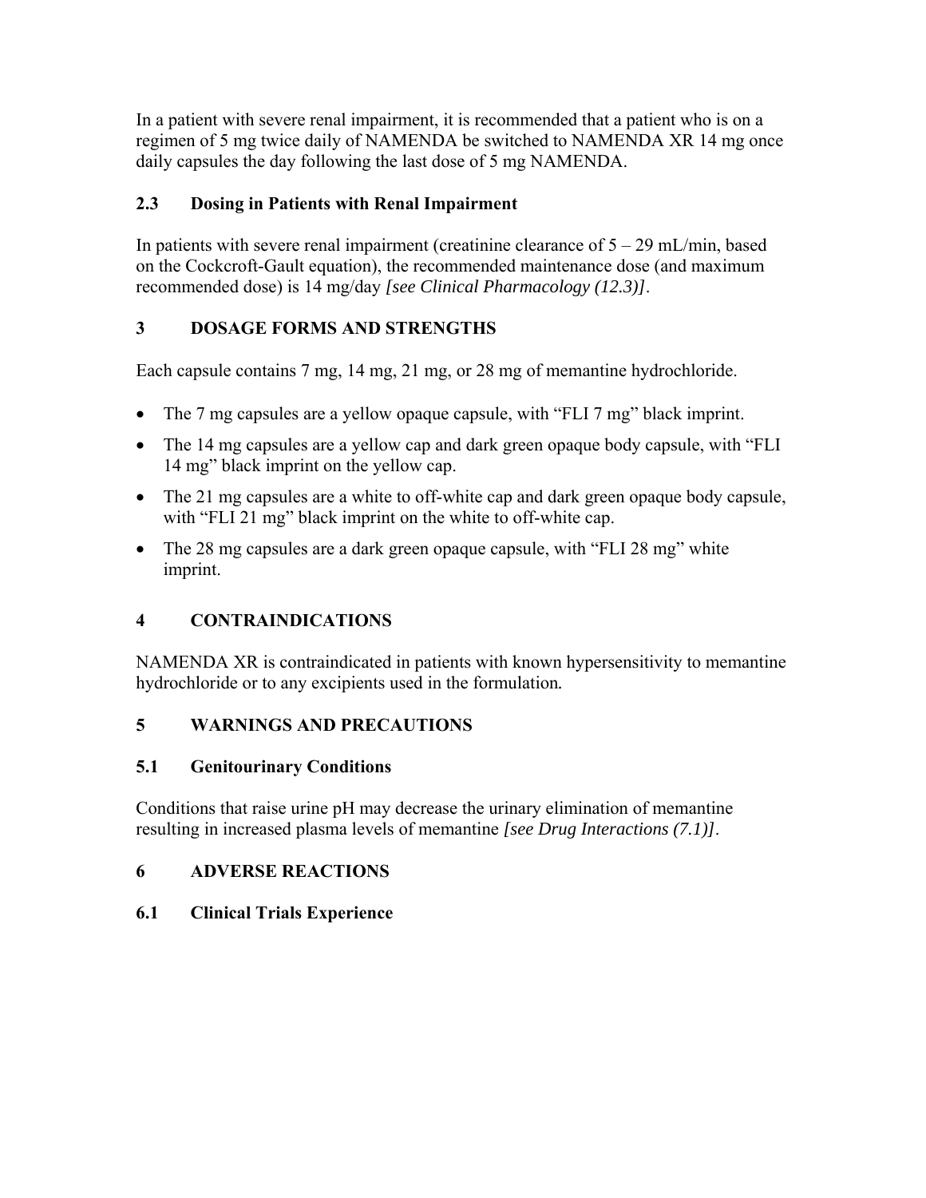In a patient with severe renal impairment, it is recommended that a patient who is on a regimen of 5 mg twice daily of NAMENDA be switched to NAMENDA XR 14 mg once daily capsules the day following the last dose of 5 mg NAMENDA.

## 2.3 Dosing in Patients with Renal Impairment

In patients with severe renal impairment (creatinine clearance of 5 – 29 mL/min, based on the Cockcroft-Gault equation), the recommended maintenance dose (and maximum recommended dose) is 14 mg/day *[see Clinical Pharmacology (12.3)]*.

# 3 DOSAGE FORMS AND STRENGTHS

Each capsule contains 7 mg, 14 mg, 21 mg, or 28 mg of memantine hydrochloride.

- The 7 mg capsules are a yellow opaque capsule, with “FLI 7 mg” black imprint.
- The 14 mg capsules are a yellow cap and dark green opaque body capsule, with “FLI 14 mg” black imprint on the yellow cap.
- The 21 mg capsules are a white to off-white cap and dark green opaque body capsule, with “FLI 21 mg” black imprint on the white to off-white cap.
- The 28 mg capsules are a dark green opaque capsule, with “FLI 28 mg” white imprint.

# 4 CONTRAINDICATIONS

NAMENDA XR is contraindicated in patients with known hypersensitivity to memantine hydrochloride or to any excipients used in the formulation**.**

# 5 WARNINGS AND PRECAUTIONS

## 5.1 Genitourinary Conditions

Conditions that raise urine pH may decrease the urinary elimination of memantine resulting in increased plasma levels of memantine *[see Drug Interactions (7.1)]*.

# 6 ADVERSE REACTIONS

## 6.1 Clinical Trials Experience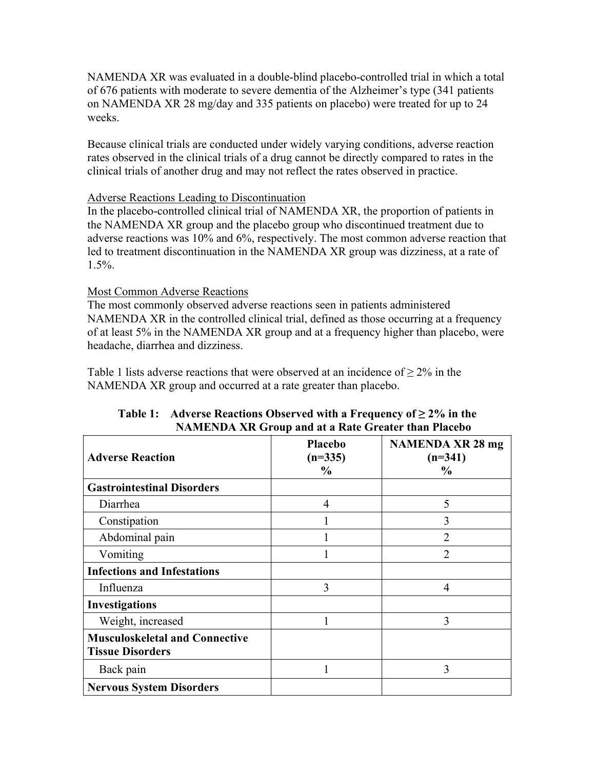NAMENDA XR was evaluated in a double-blind placebo-controlled trial in which a total of 676 patients with moderate to severe dementia of the Alzheimer's type (341 patients on NAMENDA XR 28 mg/day and 335 patients on placebo) were treated for up to 24 weeks.

Because clinical trials are conducted under widely varying conditions, adverse reaction rates observed in the clinical trials of a drug cannot be directly compared to rates in the clinical trials of another drug and may not reflect the rates observed in practice.

Adverse Reactions Leading to Discontinuation

In the placebo-controlled clinical trial of NAMENDA XR, the proportion of patients in the NAMENDA XR group and the placebo group who discontinued treatment due to adverse reactions was 10% and 6%, respectively. The most common adverse reaction that led to treatment discontinuation in the NAMENDA XR group was dizziness, at a rate of 1.5%.

Most Common Adverse Reactions

The most commonly observed adverse reactions seen in patients administered NAMENDA XR in the controlled clinical trial, defined as those occurring at a frequency of at least 5% in the NAMENDA XR group and at a frequency higher than placebo, were headache, diarrhea and dizziness.

Table 1 lists adverse reactions that were observed at an incidence of ≥ 2% in the NAMENDA XR group and occurred at a rate greater than placebo.

**Table 1: Adverse Reactions Observed with a Frequency of ≥ 2% in the NAMENDA XR Group and at a Rate Greater than Placebo**

| Adverse Reaction | Placebo (n=335) % | NAMENDA XR 28 mg (n=341) % |
|---|---|---|
| **Gastrointestinal Disorders** | | |
| Diarrhea | 4 | 5 |
| Constipation | 1 | 3 |
| Abdominal pain | 1 | 2 |
| Vomiting | 1 | 2 |
| **Infections and Infestations** | | |
| Influenza | 3 | 4 |
| **Investigations** | | |
| Weight, increased | 1 | 3 |
| **Musculoskeletal and Connective Tissue Disorders** | | |
| Back pain | 1 | 3 |
| **Nervous System Disorders** | | |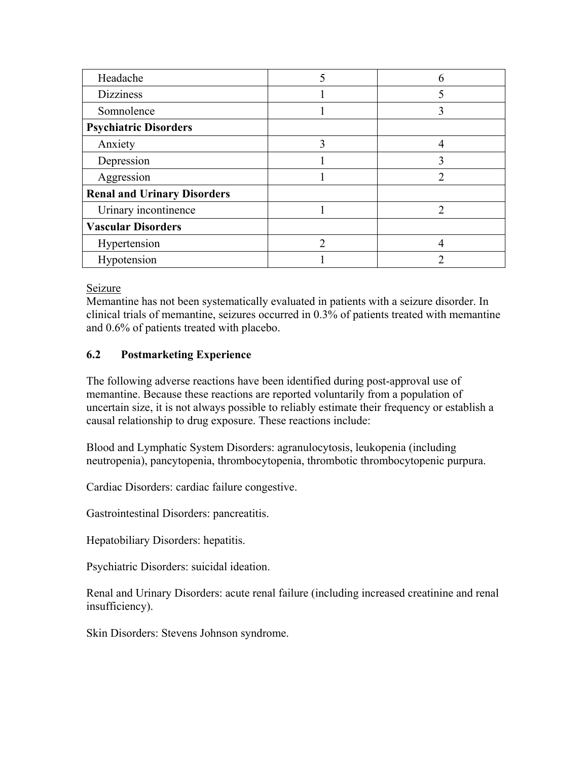| | | |
|---|---|---|
| Headache | 5 | 6 |
| Dizziness | 1 | 5 |
| Somnolence | 1 | 3 |
| **Psychiatric Disorders** | | |
| Anxiety | 3 | 4 |
| Depression | 1 | 3 |
| Aggression | 1 | 2 |
| **Renal and Urinary Disorders** | | |
| Urinary incontinence | 1 | 2 |
| **Vascular Disorders** | | |
| Hypertension | 2 | 4 |
| Hypotension | 1 | 2 |

Seizure

Memantine has not been systematically evaluated in patients with a seizure disorder. In clinical trials of memantine, seizures occurred in 0.3% of patients treated with memantine and 0.6% of patients treated with placebo.

### 6.2 Postmarketing Experience

The following adverse reactions have been identified during post-approval use of memantine. Because these reactions are reported voluntarily from a population of uncertain size, it is not always possible to reliably estimate their frequency or establish a causal relationship to drug exposure. These reactions include:

Blood and Lymphatic System Disorders: agranulocytosis, leukopenia (including neutropenia), pancytopenia, thrombocytopenia, thrombotic thrombocytopenic purpura.

Cardiac Disorders: cardiac failure congestive.

Gastrointestinal Disorders: pancreatitis.

Hepatobiliary Disorders: hepatitis.

Psychiatric Disorders: suicidal ideation.

Renal and Urinary Disorders: acute renal failure (including increased creatinine and renal insufficiency).

Skin Disorders: Stevens Johnson syndrome.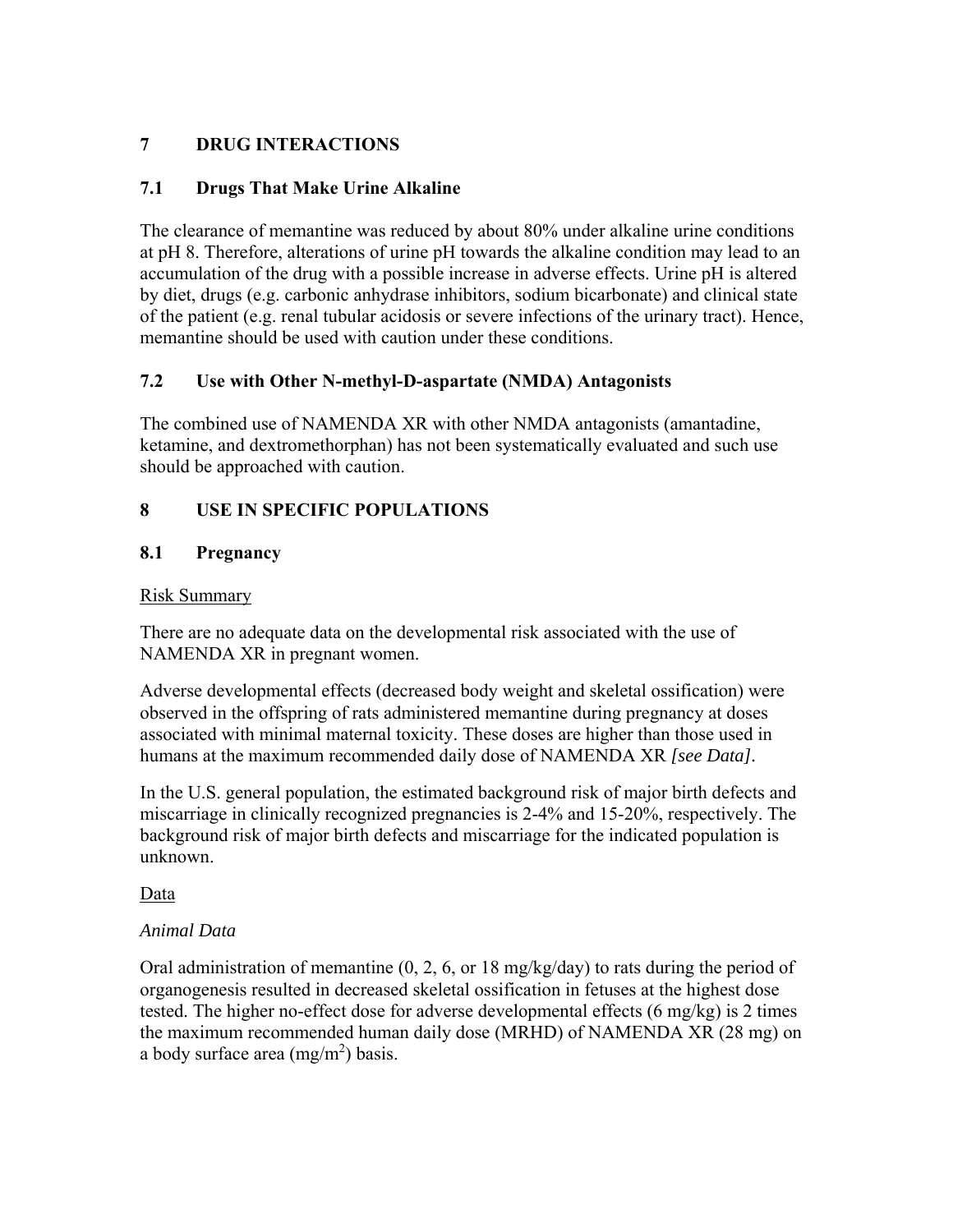## 7 DRUG INTERACTIONS

### 7.1 Drugs That Make Urine Alkaline

The clearance of memantine was reduced by about 80% under alkaline urine conditions at pH 8. Therefore, alterations of urine pH towards the alkaline condition may lead to an accumulation of the drug with a possible increase in adverse effects. Urine pH is altered by diet, drugs (e.g. carbonic anhydrase inhibitors, sodium bicarbonate) and clinical state of the patient (e.g. renal tubular acidosis or severe infections of the urinary tract). Hence, memantine should be used with caution under these conditions.

### 7.2 Use with Other N-methyl-D-aspartate (NMDA) Antagonists

The combined use of NAMENDA XR with other NMDA antagonists (amantadine, ketamine, and dextromethorphan) has not been systematically evaluated and such use should be approached with caution.

## 8 USE IN SPECIFIC POPULATIONS

### 8.1 Pregnancy

Risk Summary

There are no adequate data on the developmental risk associated with the use of NAMENDA XR in pregnant women.

Adverse developmental effects (decreased body weight and skeletal ossification) were observed in the offspring of rats administered memantine during pregnancy at doses associated with minimal maternal toxicity. These doses are higher than those used in humans at the maximum recommended daily dose of NAMENDA XR *[see Data]*.

In the U.S. general population, the estimated background risk of major birth defects and miscarriage in clinically recognized pregnancies is 2-4% and 15-20%, respectively. The background risk of major birth defects and miscarriage for the indicated population is unknown.

Data

*Animal Data*

Oral administration of memantine (0, 2, 6, or 18 mg/kg/day) to rats during the period of organogenesis resulted in decreased skeletal ossification in fetuses at the highest dose tested. The higher no-effect dose for adverse developmental effects (6 mg/kg) is 2 times the maximum recommended human daily dose (MRHD) of NAMENDA XR (28 mg) on a body surface area ($mg/m^2$) basis.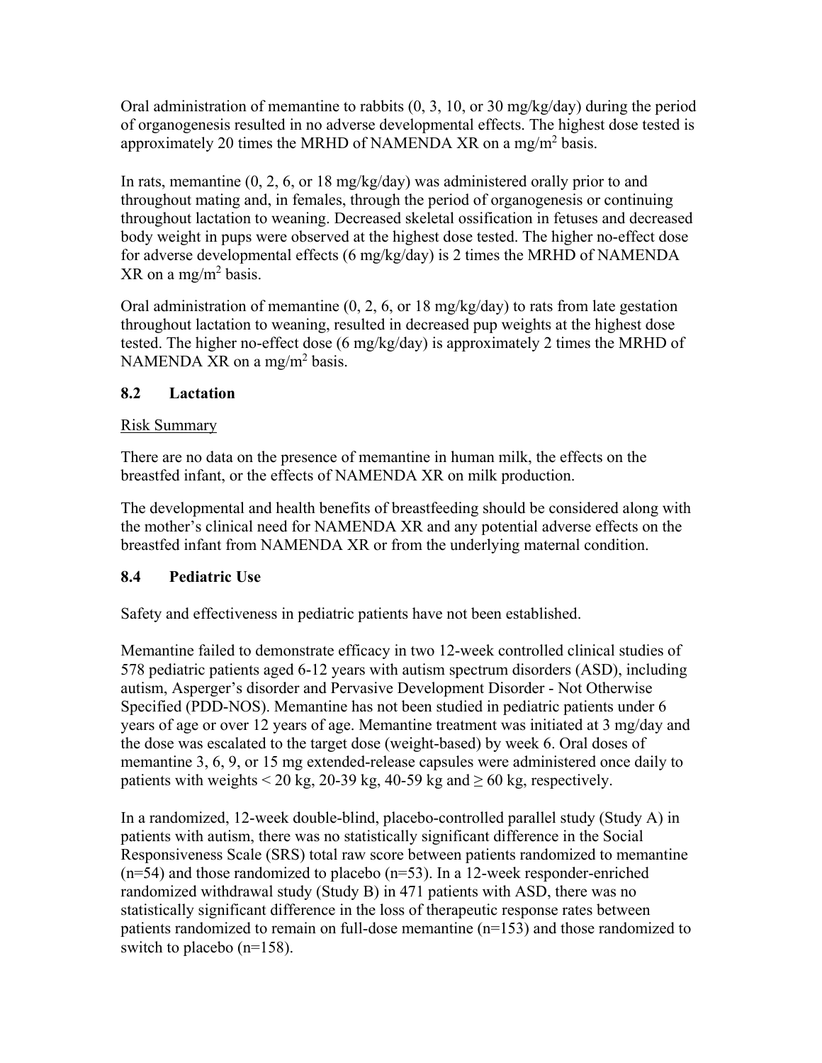Oral administration of memantine to rabbits (0, 3, 10, or 30 mg/kg/day) during the period of organogenesis resulted in no adverse developmental effects. The highest dose tested is approximately 20 times the MRHD of NAMENDA XR on a mg/m$^2$ basis.

In rats, memantine (0, 2, 6, or 18 mg/kg/day) was administered orally prior to and throughout mating and, in females, through the period of organogenesis or continuing throughout lactation to weaning. Decreased skeletal ossification in fetuses and decreased body weight in pups were observed at the highest dose tested. The higher no-effect dose for adverse developmental effects (6 mg/kg/day) is 2 times the MRHD of NAMENDA XR on a mg/m$^2$ basis.

Oral administration of memantine (0, 2, 6, or 18 mg/kg/day) to rats from late gestation throughout lactation to weaning, resulted in decreased pup weights at the highest dose tested. The higher no-effect dose (6 mg/kg/day) is approximately 2 times the MRHD of NAMENDA XR on a mg/m$^2$ basis.

## 8.2 Lactation

Risk Summary

There are no data on the presence of memantine in human milk, the effects on the breastfed infant, or the effects of NAMENDA XR on milk production.

The developmental and health benefits of breastfeeding should be considered along with the mother's clinical need for NAMENDA XR and any potential adverse effects on the breastfed infant from NAMENDA XR or from the underlying maternal condition.

## 8.4 Pediatric Use

Safety and effectiveness in pediatric patients have not been established.

Memantine failed to demonstrate efficacy in two 12-week controlled clinical studies of 578 pediatric patients aged 6-12 years with autism spectrum disorders (ASD), including autism, Asperger's disorder and Pervasive Development Disorder - Not Otherwise Specified (PDD-NOS). Memantine has not been studied in pediatric patients under 6 years of age or over 12 years of age. Memantine treatment was initiated at 3 mg/day and the dose was escalated to the target dose (weight-based) by week 6. Oral doses of memantine 3, 6, 9, or 15 mg extended-release capsules were administered once daily to patients with weights < 20 kg, 20-39 kg, 40-59 kg and ≥ 60 kg, respectively.

In a randomized, 12-week double-blind, placebo-controlled parallel study (Study A) in patients with autism, there was no statistically significant difference in the Social Responsiveness Scale (SRS) total raw score between patients randomized to memantine (n=54) and those randomized to placebo (n=53). In a 12-week responder-enriched randomized withdrawal study (Study B) in 471 patients with ASD, there was no statistically significant difference in the loss of therapeutic response rates between patients randomized to remain on full-dose memantine (n=153) and those randomized to switch to placebo (n=158).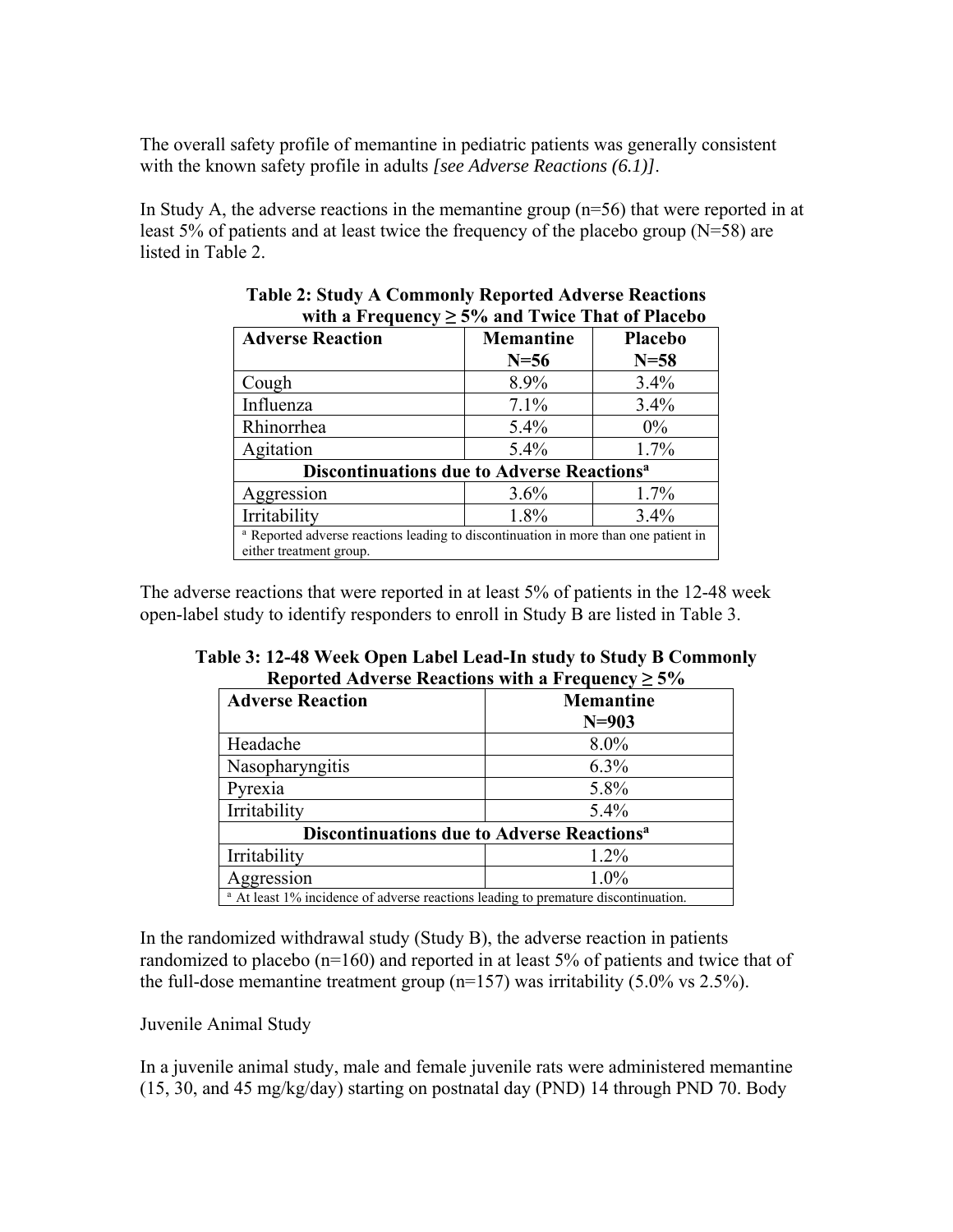The overall safety profile of memantine in pediatric patients was generally consistent with the known safety profile in adults *[see Adverse Reactions (6.1)]*.

In Study A, the adverse reactions in the memantine group (n=56) that were reported in at least 5% of patients and at least twice the frequency of the placebo group (N=58) are listed in Table 2.

**Table 2: Study A Commonly Reported Adverse Reactions with a Frequency ≥ 5% and Twice That of Placebo**

| Adverse Reaction | Memantine N=56 | Placebo N=58 |
|---|---|---|
| Cough | 8.9% | 3.4% |
| Influenza | 7.1% | 3.4% |
| Rhinorrhea | 5.4% | 0% |
| Agitation | 5.4% | 1.7% |
| **Discontinuations due to Adverse Reactions[a]** | | |
| Aggression | 3.6% | 1.7% |
| Irritability | 1.8% | 3.4% |

[a] Reported adverse reactions leading to discontinuation in more than one patient in either treatment group.

The adverse reactions that were reported in at least 5% of patients in the 12-48 week open-label study to identify responders to enroll in Study B are listed in Table 3.

**Table 3: 12-48 Week Open Label Lead-In study to Study B Commonly Reported Adverse Reactions with a Frequency ≥ 5%**

| Adverse Reaction | Memantine N=903 |
|---|---|
| Headache | 8.0% |
| Nasopharyngitis | 6.3% |
| Pyrexia | 5.8% |
| Irritability | 5.4% |
| **Discontinuations due to Adverse Reactions[a]** | |
| Irritability | 1.2% |
| Aggression | 1.0% |

[a] At least 1% incidence of adverse reactions leading to premature discontinuation.

In the randomized withdrawal study (Study B), the adverse reaction in patients randomized to placebo (n=160) and reported in at least 5% of patients and twice that of the full-dose memantine treatment group (n=157) was irritability (5.0% vs 2.5%).

Juvenile Animal Study

In a juvenile animal study, male and female juvenile rats were administered memantine (15, 30, and 45 mg/kg/day) starting on postnatal day (PND) 14 through PND 70. Body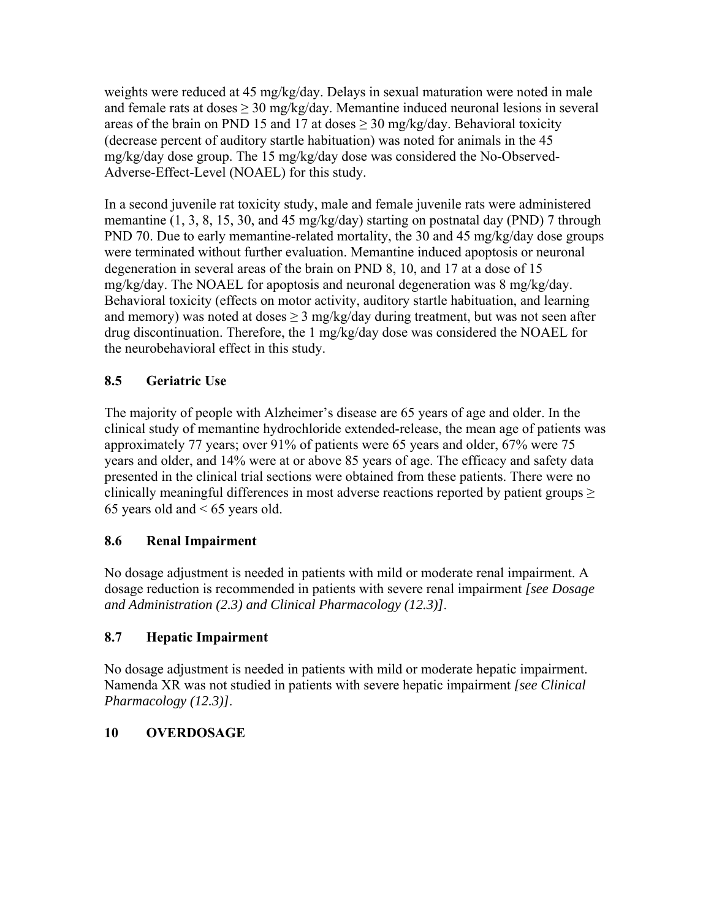weights were reduced at 45 mg/kg/day. Delays in sexual maturation were noted in male and female rats at doses ≥ 30 mg/kg/day. Memantine induced neuronal lesions in several areas of the brain on PND 15 and 17 at doses ≥ 30 mg/kg/day. Behavioral toxicity (decrease percent of auditory startle habituation) was noted for animals in the 45 mg/kg/day dose group. The 15 mg/kg/day dose was considered the No-Observed-Adverse-Effect-Level (NOAEL) for this study.

In a second juvenile rat toxicity study, male and female juvenile rats were administered memantine (1, 3, 8, 15, 30, and 45 mg/kg/day) starting on postnatal day (PND) 7 through PND 70. Due to early memantine-related mortality, the 30 and 45 mg/kg/day dose groups were terminated without further evaluation. Memantine induced apoptosis or neuronal degeneration in several areas of the brain on PND 8, 10, and 17 at a dose of 15 mg/kg/day. The NOAEL for apoptosis and neuronal degeneration was 8 mg/kg/day. Behavioral toxicity (effects on motor activity, auditory startle habituation, and learning and memory) was noted at doses ≥ 3 mg/kg/day during treatment, but was not seen after drug discontinuation. Therefore, the 1 mg/kg/day dose was considered the NOAEL for the neurobehavioral effect in this study.

### 8.5 Geriatric Use

The majority of people with Alzheimer's disease are 65 years of age and older. In the clinical study of memantine hydrochloride extended-release, the mean age of patients was approximately 77 years; over 91% of patients were 65 years and older, 67% were 75 years and older, and 14% were at or above 85 years of age. The efficacy and safety data presented in the clinical trial sections were obtained from these patients. There were no clinically meaningful differences in most adverse reactions reported by patient groups ≥ 65 years old and < 65 years old.

### 8.6 Renal Impairment

No dosage adjustment is needed in patients with mild or moderate renal impairment. A dosage reduction is recommended in patients with severe renal impairment *[see Dosage and Administration (2.3) and Clinical Pharmacology (12.3)]*.

### 8.7 Hepatic Impairment

No dosage adjustment is needed in patients with mild or moderate hepatic impairment. Namenda XR was not studied in patients with severe hepatic impairment *[see Clinical Pharmacology (12.3)]*.

## 10 OVERDOSAGE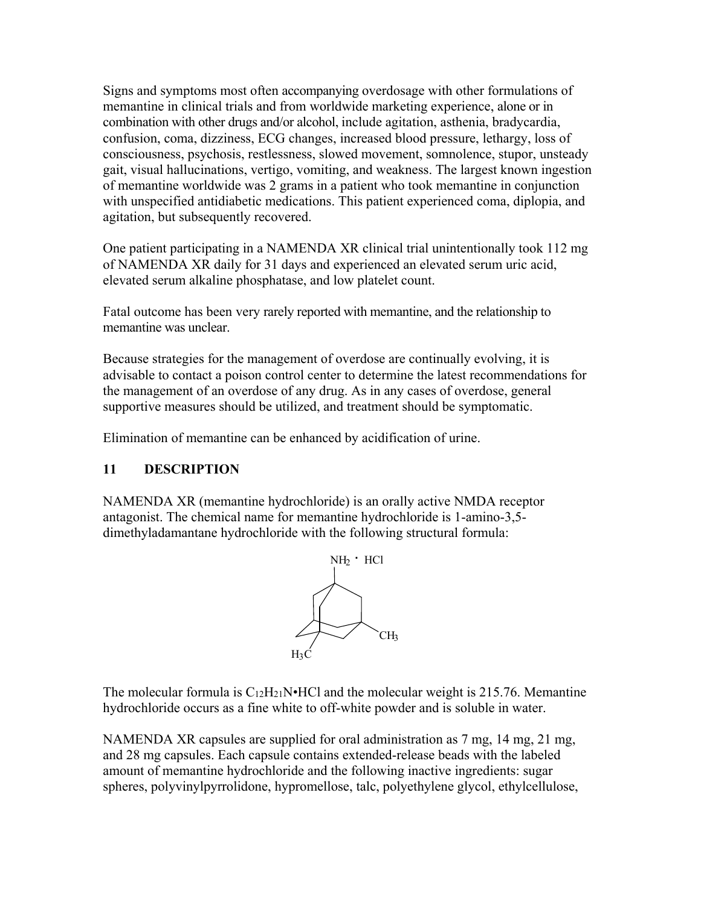Signs and symptoms most often accompanying overdosage with other formulations of memantine in clinical trials and from worldwide marketing experience, alone or in combination with other drugs and/or alcohol, include agitation, asthenia, bradycardia, confusion, coma, dizziness, ECG changes, increased blood pressure, lethargy, loss of consciousness, psychosis, restlessness, slowed movement, somnolence, stupor, unsteady gait, visual hallucinations, vertigo, vomiting, and weakness. The largest known ingestion of memantine worldwide was 2 grams in a patient who took memantine in conjunction with unspecified antidiabetic medications. This patient experienced coma, diplopia, and agitation, but subsequently recovered.

One patient participating in a NAMENDA XR clinical trial unintentionally took 112 mg of NAMENDA XR daily for 31 days and experienced an elevated serum uric acid, elevated serum alkaline phosphatase, and low platelet count.

Fatal outcome has been very rarely reported with memantine, and the relationship to memantine was unclear.

Because strategies for the management of overdose are continually evolving, it is advisable to contact a poison control center to determine the latest recommendations for the management of an overdose of any drug. As in any cases of overdose, general supportive measures should be utilized, and treatment should be symptomatic.

Elimination of memantine can be enhanced by acidification of urine.

## 11 DESCRIPTION

NAMENDA XR (memantine hydrochloride) is an orally active NMDA receptor antagonist. The chemical name for memantine hydrochloride is 1-amino-3,5-dimethyladamantane hydrochloride with the following structural formula:

$NH_2 \cdot HCl$

$CH_3$

$H_3C$

The molecular formula is $C_{12}H_{21}N{\bullet}HCl$ and the molecular weight is 215.76. Memantine hydrochloride occurs as a fine white to off-white powder and is soluble in water.

NAMENDA XR capsules are supplied for oral administration as 7 mg, 14 mg, 21 mg, and 28 mg capsules. Each capsule contains extended-release beads with the labeled amount of memantine hydrochloride and the following inactive ingredients: sugar spheres, polyvinylpyrrolidone, hypromellose, talc, polyethylene glycol, ethylcellulose,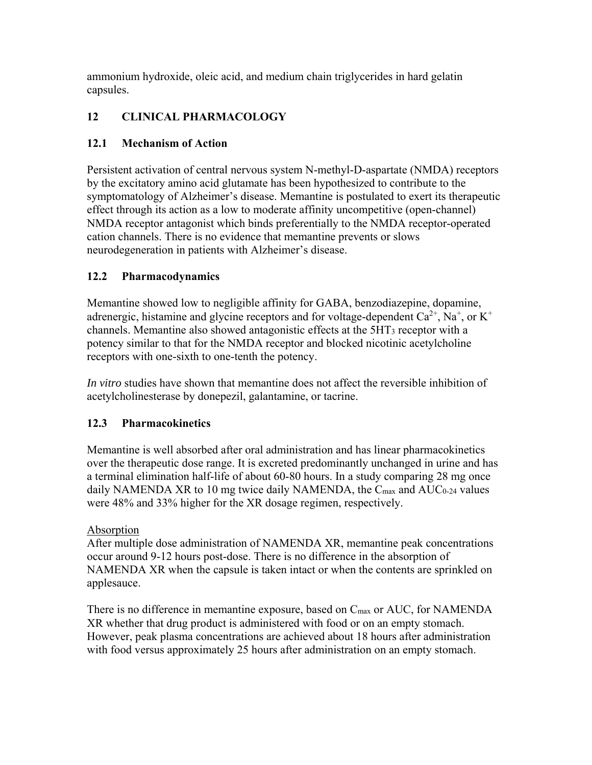ammonium hydroxide, oleic acid, and medium chain triglycerides in hard gelatin capsules.

## 12 CLINICAL PHARMACOLOGY

### 12.1 Mechanism of Action

Persistent activation of central nervous system N-methyl-D-aspartate (NMDA) receptors by the excitatory amino acid glutamate has been hypothesized to contribute to the symptomatology of Alzheimer's disease. Memantine is postulated to exert its therapeutic effect through its action as a low to moderate affinity uncompetitive (open-channel) NMDA receptor antagonist which binds preferentially to the NMDA receptor-operated cation channels. There is no evidence that memantine prevents or slows neurodegeneration in patients with Alzheimer's disease.

### 12.2 Pharmacodynamics

Memantine showed low to negligible affinity for GABA, benzodiazepine, dopamine, adrenergic, histamine and glycine receptors and for voltage-dependent $Ca^{2+}$, $Na^{+}$, or $K^{+}$ channels. Memantine also showed antagonistic effects at the $5HT_3$ receptor with a potency similar to that for the NMDA receptor and blocked nicotinic acetylcholine receptors with one-sixth to one-tenth the potency.

*In vitro* studies have shown that memantine does not affect the reversible inhibition of acetylcholinesterase by donepezil, galantamine, or tacrine.

### 12.3 Pharmacokinetics

Memantine is well absorbed after oral administration and has linear pharmacokinetics over the therapeutic dose range. It is excreted predominantly unchanged in urine and has a terminal elimination half-life of about 60-80 hours. In a study comparing 28 mg once daily NAMENDA XR to 10 mg twice daily NAMENDA, the $C_{max}$ and $AUC_{0\text{-}24}$ values were 48% and 33% higher for the XR dosage regimen, respectively.

Absorption

After multiple dose administration of NAMENDA XR, memantine peak concentrations occur around 9-12 hours post-dose. There is no difference in the absorption of NAMENDA XR when the capsule is taken intact or when the contents are sprinkled on applesauce.

There is no difference in memantine exposure, based on $C_{max}$ or AUC, for NAMENDA XR whether that drug product is administered with food or on an empty stomach. However, peak plasma concentrations are achieved about 18 hours after administration with food versus approximately 25 hours after administration on an empty stomach.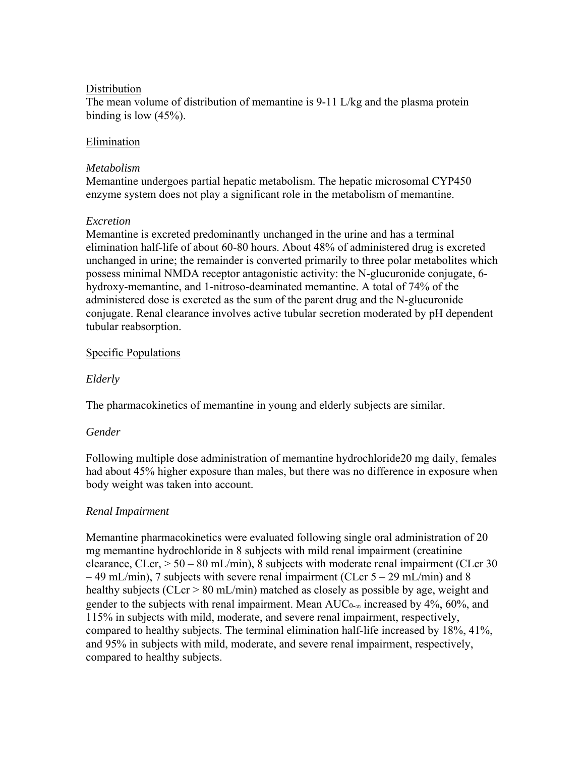Distribution

The mean volume of distribution of memantine is 9-11 L/kg and the plasma protein binding is low (45%).

Elimination

*Metabolism*

Memantine undergoes partial hepatic metabolism. The hepatic microsomal CYP450 enzyme system does not play a significant role in the metabolism of memantine.

*Excretion*

Memantine is excreted predominantly unchanged in the urine and has a terminal elimination half-life of about 60-80 hours. About 48% of administered drug is excreted unchanged in urine; the remainder is converted primarily to three polar metabolites which possess minimal NMDA receptor antagonistic activity: the N-glucuronide conjugate, 6-hydroxy-memantine, and 1-nitroso-deaminated memantine. A total of 74% of the administered dose is excreted as the sum of the parent drug and the N-glucuronide conjugate. Renal clearance involves active tubular secretion moderated by pH dependent tubular reabsorption.

Specific Populations

*Elderly*

The pharmacokinetics of memantine in young and elderly subjects are similar.

*Gender*

Following multiple dose administration of memantine hydrochloride20 mg daily, females had about 45% higher exposure than males, but there was no difference in exposure when body weight was taken into account.

*Renal Impairment*

Memantine pharmacokinetics were evaluated following single oral administration of 20 mg memantine hydrochloride in 8 subjects with mild renal impairment (creatinine clearance, CLcr, > 50 – 80 mL/min), 8 subjects with moderate renal impairment (CLcr 30 – 49 mL/min), 7 subjects with severe renal impairment (CLcr 5 – 29 mL/min) and 8 healthy subjects (CLcr > 80 mL/min) matched as closely as possible by age, weight and gender to the subjects with renal impairment. Mean $AUC_{0-\infty}$ increased by 4%, 60%, and 115% in subjects with mild, moderate, and severe renal impairment, respectively, compared to healthy subjects. The terminal elimination half-life increased by 18%, 41%, and 95% in subjects with mild, moderate, and severe renal impairment, respectively, compared to healthy subjects.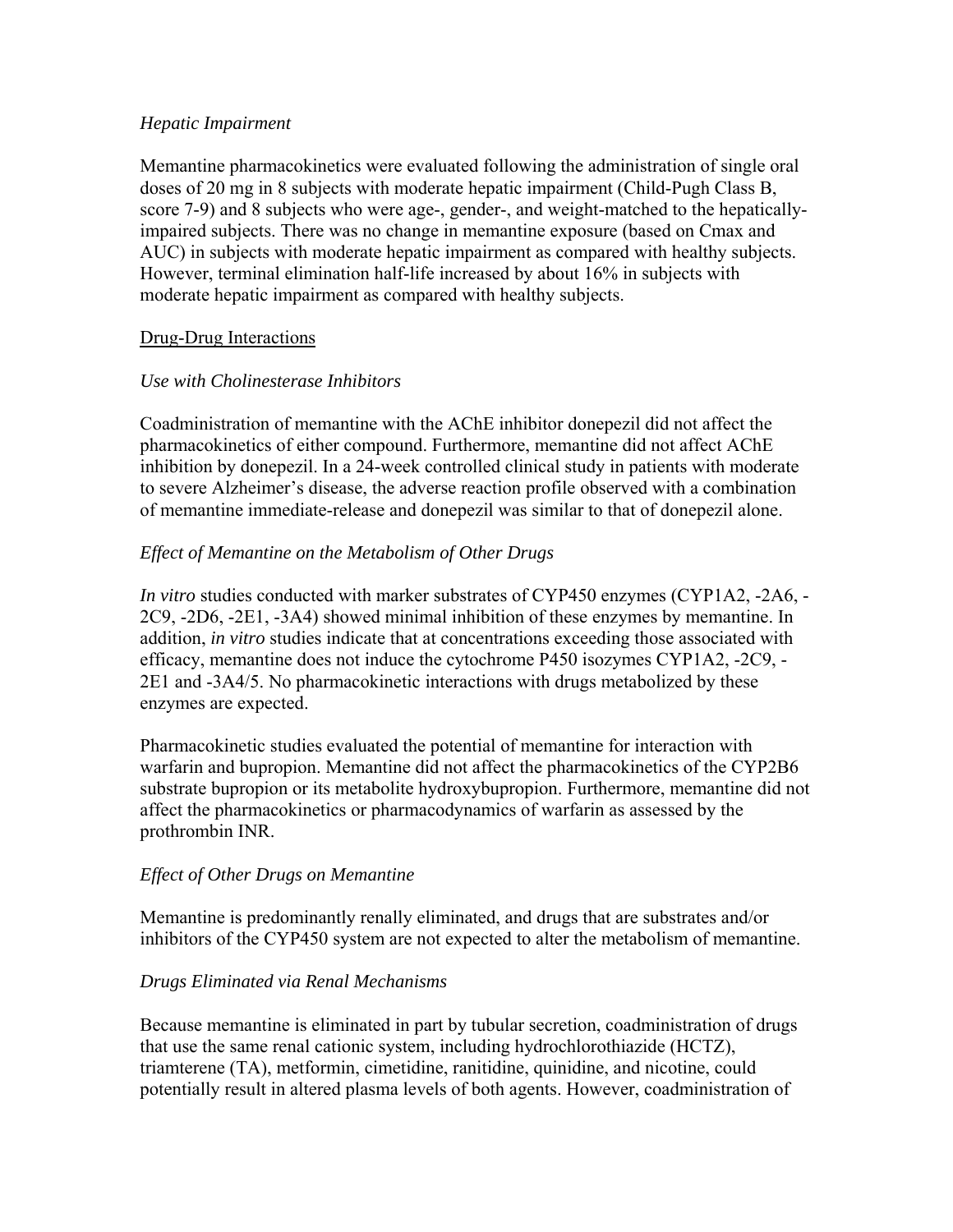*Hepatic Impairment*

Memantine pharmacokinetics were evaluated following the administration of single oral doses of 20 mg in 8 subjects with moderate hepatic impairment (Child-Pugh Class B, score 7-9) and 8 subjects who were age-, gender-, and weight-matched to the hepatically-impaired subjects. There was no change in memantine exposure (based on Cmax and AUC) in subjects with moderate hepatic impairment as compared with healthy subjects. However, terminal elimination half-life increased by about 16% in subjects with moderate hepatic impairment as compared with healthy subjects.

<u>Drug-Drug Interactions</u>

*Use with Cholinesterase Inhibitors*

Coadministration of memantine with the AChE inhibitor donepezil did not affect the pharmacokinetics of either compound. Furthermore, memantine did not affect AChE inhibition by donepezil. In a 24-week controlled clinical study in patients with moderate to severe Alzheimer's disease, the adverse reaction profile observed with a combination of memantine immediate-release and donepezil was similar to that of donepezil alone.

*Effect of Memantine on the Metabolism of Other Drugs*

*In vitro* studies conducted with marker substrates of CYP450 enzymes (CYP1A2, -2A6, -2C9, -2D6, -2E1, -3A4) showed minimal inhibition of these enzymes by memantine. In addition, *in vitro* studies indicate that at concentrations exceeding those associated with efficacy, memantine does not induce the cytochrome P450 isozymes CYP1A2, -2C9, -2E1 and -3A4/5. No pharmacokinetic interactions with drugs metabolized by these enzymes are expected.

Pharmacokinetic studies evaluated the potential of memantine for interaction with warfarin and bupropion. Memantine did not affect the pharmacokinetics of the CYP2B6 substrate bupropion or its metabolite hydroxybupropion. Furthermore, memantine did not affect the pharmacokinetics or pharmacodynamics of warfarin as assessed by the prothrombin INR.

*Effect of Other Drugs on Memantine*

Memantine is predominantly renally eliminated, and drugs that are substrates and/or inhibitors of the CYP450 system are not expected to alter the metabolism of memantine.

*Drugs Eliminated via Renal Mechanisms*

Because memantine is eliminated in part by tubular secretion, coadministration of drugs that use the same renal cationic system, including hydrochlorothiazide (HCTZ), triamterene (TA), metformin, cimetidine, ranitidine, quinidine, and nicotine, could potentially result in altered plasma levels of both agents. However, coadministration of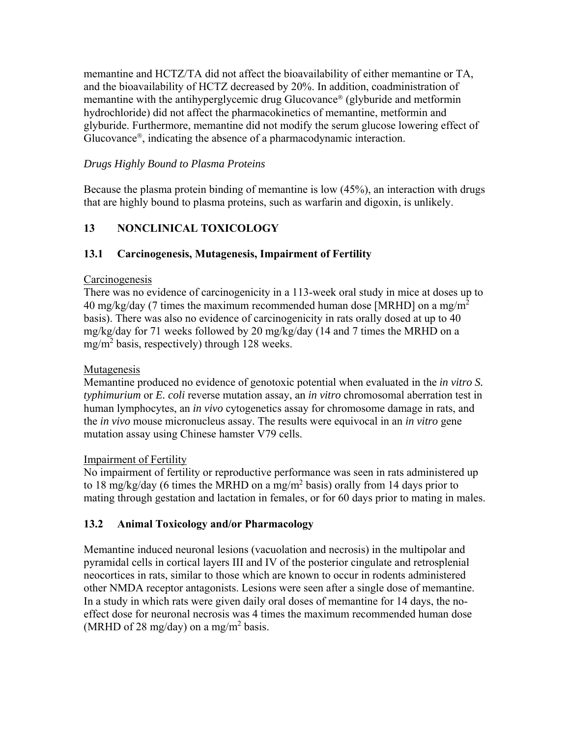memantine and HCTZ/TA did not affect the bioavailability of either memantine or TA, and the bioavailability of HCTZ decreased by 20%. In addition, coadministration of memantine with the antihyperglycemic drug Glucovance® (glyburide and metformin hydrochloride) did not affect the pharmacokinetics of memantine, metformin and glyburide. Furthermore, memantine did not modify the serum glucose lowering effect of Glucovance®, indicating the absence of a pharmacodynamic interaction.

*Drugs Highly Bound to Plasma Proteins*

Because the plasma protein binding of memantine is low (45%), an interaction with drugs that are highly bound to plasma proteins, such as warfarin and digoxin, is unlikely.

## 13 NONCLINICAL TOXICOLOGY

### 13.1 Carcinogenesis, Mutagenesis, Impairment of Fertility

Carcinogenesis

There was no evidence of carcinogenicity in a 113-week oral study in mice at doses up to 40 mg/kg/day (7 times the maximum recommended human dose [MRHD] on a mg/m$^2$ basis). There was also no evidence of carcinogenicity in rats orally dosed at up to 40 mg/kg/day for 71 weeks followed by 20 mg/kg/day (14 and 7 times the MRHD on a mg/m$^2$ basis, respectively) through 128 weeks.

Mutagenesis

Memantine produced no evidence of genotoxic potential when evaluated in the *in vitro S. typhimurium* or *E. coli* reverse mutation assay, an *in vitro* chromosomal aberration test in human lymphocytes, an *in vivo* cytogenetics assay for chromosome damage in rats, and the *in vivo* mouse micronucleus assay. The results were equivocal in an *in vitro* gene mutation assay using Chinese hamster V79 cells.

Impairment of Fertility

No impairment of fertility or reproductive performance was seen in rats administered up to 18 mg/kg/day (6 times the MRHD on a mg/m$^2$ basis) orally from 14 days prior to mating through gestation and lactation in females, or for 60 days prior to mating in males.

### 13.2 Animal Toxicology and/or Pharmacology

Memantine induced neuronal lesions (vacuolation and necrosis) in the multipolar and pyramidal cells in cortical layers III and IV of the posterior cingulate and retrosplenial neocortices in rats, similar to those which are known to occur in rodents administered other NMDA receptor antagonists. Lesions were seen after a single dose of memantine. In a study in which rats were given daily oral doses of memantine for 14 days, the no-effect dose for neuronal necrosis was 4 times the maximum recommended human dose (MRHD of 28 mg/day) on a mg/m$^2$ basis.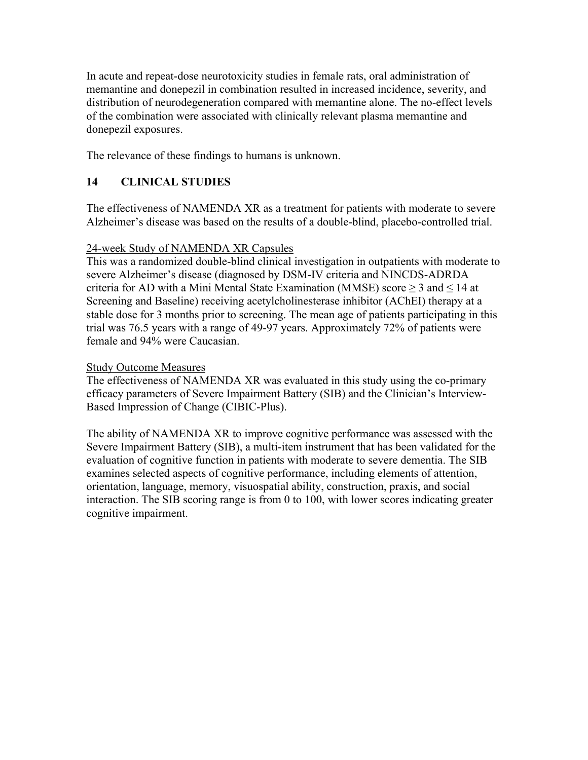In acute and repeat-dose neurotoxicity studies in female rats, oral administration of memantine and donepezil in combination resulted in increased incidence, severity, and distribution of neurodegeneration compared with memantine alone. The no-effect levels of the combination were associated with clinically relevant plasma memantine and donepezil exposures.

The relevance of these findings to humans is unknown.

## 14 CLINICAL STUDIES

The effectiveness of NAMENDA XR as a treatment for patients with moderate to severe Alzheimer's disease was based on the results of a double-blind, placebo-controlled trial.

<u>24-week Study of NAMENDA XR Capsules</u>
This was a randomized double-blind clinical investigation in outpatients with moderate to severe Alzheimer's disease (diagnosed by DSM-IV criteria and NINCDS-ADRDA criteria for AD with a Mini Mental State Examination (MMSE) score ≥ 3 and ≤ 14 at Screening and Baseline) receiving acetylcholinesterase inhibitor (AChEI) therapy at a stable dose for 3 months prior to screening. The mean age of patients participating in this trial was 76.5 years with a range of 49-97 years. Approximately 72% of patients were female and 94% were Caucasian.

<u>Study Outcome Measures</u>
The effectiveness of NAMENDA XR was evaluated in this study using the co-primary efficacy parameters of Severe Impairment Battery (SIB) and the Clinician's Interview-Based Impression of Change (CIBIC-Plus).

The ability of NAMENDA XR to improve cognitive performance was assessed with the Severe Impairment Battery (SIB), a multi-item instrument that has been validated for the evaluation of cognitive function in patients with moderate to severe dementia. The SIB examines selected aspects of cognitive performance, including elements of attention, orientation, language, memory, visuospatial ability, construction, praxis, and social interaction. The SIB scoring range is from 0 to 100, with lower scores indicating greater cognitive impairment.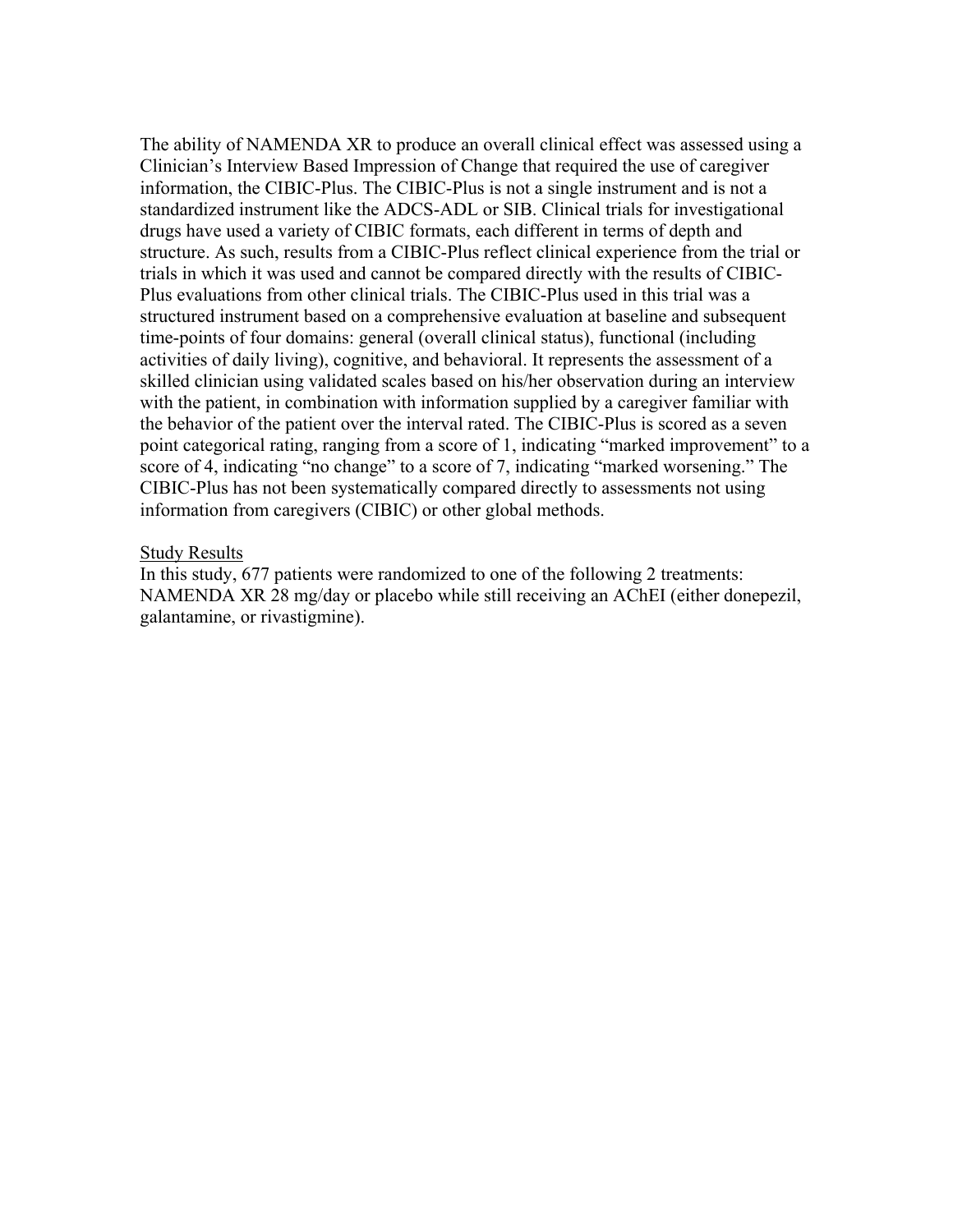The ability of NAMENDA XR to produce an overall clinical effect was assessed using a Clinician's Interview Based Impression of Change that required the use of caregiver information, the CIBIC-Plus. The CIBIC-Plus is not a single instrument and is not a standardized instrument like the ADCS-ADL or SIB. Clinical trials for investigational drugs have used a variety of CIBIC formats, each different in terms of depth and structure. As such, results from a CIBIC-Plus reflect clinical experience from the trial or trials in which it was used and cannot be compared directly with the results of CIBIC-Plus evaluations from other clinical trials. The CIBIC-Plus used in this trial was a structured instrument based on a comprehensive evaluation at baseline and subsequent time-points of four domains: general (overall clinical status), functional (including activities of daily living), cognitive, and behavioral. It represents the assessment of a skilled clinician using validated scales based on his/her observation during an interview with the patient, in combination with information supplied by a caregiver familiar with the behavior of the patient over the interval rated. The CIBIC-Plus is scored as a seven point categorical rating, ranging from a score of 1, indicating "marked improvement" to a score of 4, indicating "no change" to a score of 7, indicating "marked worsening." The CIBIC-Plus has not been systematically compared directly to assessments not using information from caregivers (CIBIC) or other global methods.

Study Results

In this study, 677 patients were randomized to one of the following 2 treatments: NAMENDA XR 28 mg/day or placebo while still receiving an AChEI (either donepezil, galantamine, or rivastigmine).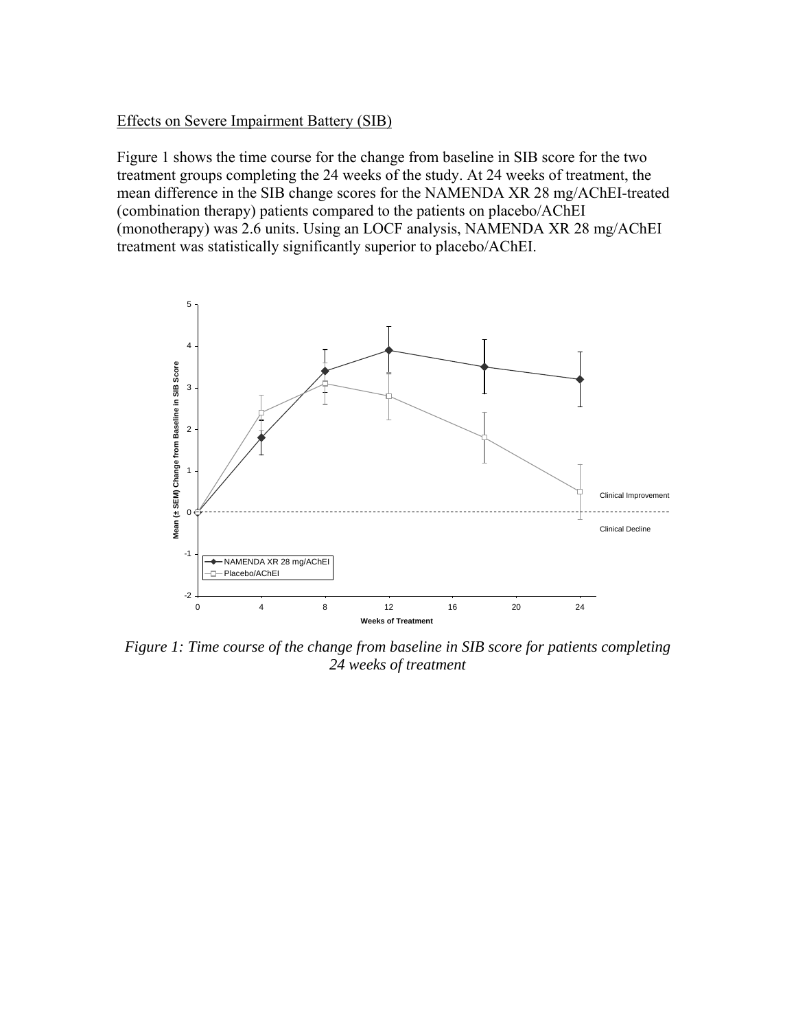Effects on Severe Impairment Battery (SIB)

Figure 1 shows the time course for the change from baseline in SIB score for the two treatment groups completing the 24 weeks of the study. At 24 weeks of treatment, the mean difference in the SIB change scores for the NAMENDA XR 28 mg/AChEI-treated (combination therapy) patients compared to the patients on placebo/AChEI (monotherapy) was 2.6 units. Using an LOCF analysis, NAMENDA XR 28 mg/AChEI treatment was statistically significantly superior to placebo/AChEI.

*Figure 1: Time course of the change from baseline in SIB score for patients completing 24 weeks of treatment*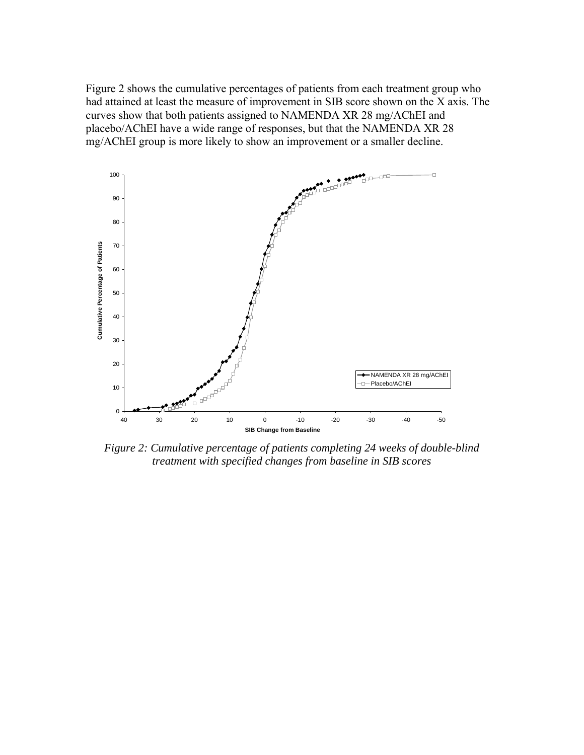Figure 2 shows the cumulative percentages of patients from each treatment group who had attained at least the measure of improvement in SIB score shown on the X axis. The curves show that both patients assigned to NAMENDA XR 28 mg/AChEI and placebo/AChEI have a wide range of responses, but that the NAMENDA XR 28 mg/AChEI group is more likely to show an improvement or a smaller decline.

*Figure 2: Cumulative percentage of patients completing 24 weeks of double-blind treatment with specified changes from baseline in SIB scores*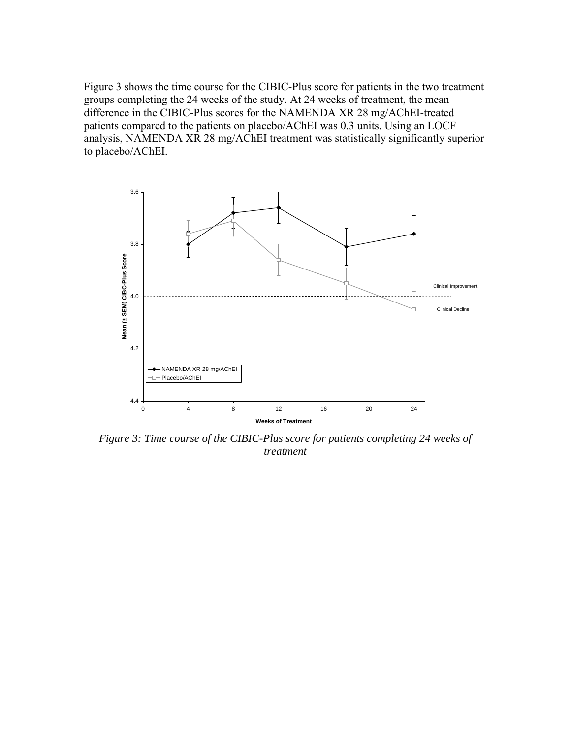Figure 3 shows the time course for the CIBIC-Plus score for patients in the two treatment groups completing the 24 weeks of the study. At 24 weeks of treatment, the mean difference in the CIBIC-Plus scores for the NAMENDA XR 28 mg/AChEI-treated patients compared to the patients on placebo/AChEI was 0.3 units. Using an LOCF analysis, NAMENDA XR 28 mg/AChEI treatment was statistically significantly superior to placebo/AChEI.

*Figure 3: Time course of the CIBIC-Plus score for patients completing 24 weeks of treatment*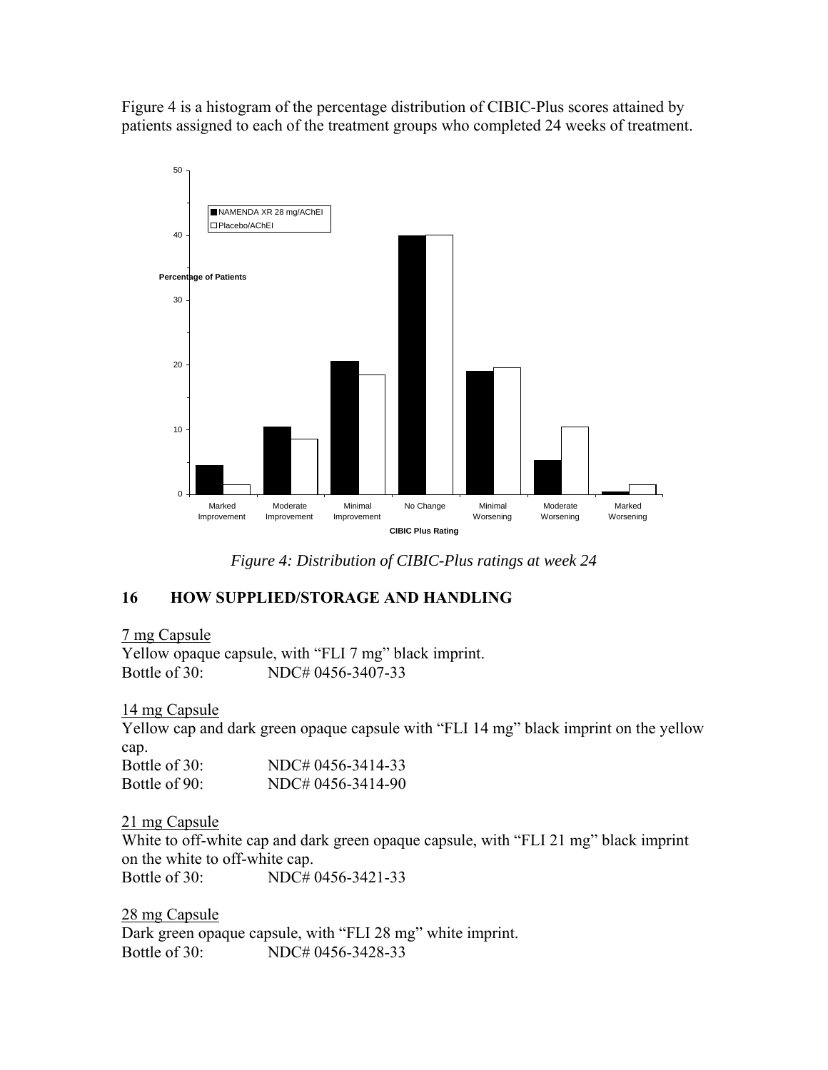Figure 4 is a histogram of the percentage distribution of CIBIC-Plus scores attained by patients assigned to each of the treatment groups who completed 24 weeks of treatment.

*Figure 4: Distribution of CIBIC-Plus ratings at week 24*

## 16 HOW SUPPLIED/STORAGE AND HANDLING

7 mg Capsule

Yellow opaque capsule, with "FLI 7 mg" black imprint.

Bottle of 30: NDC# 0456-3407-33

14 mg Capsule

Yellow cap and dark green opaque capsule with "FLI 14 mg" black imprint on the yellow cap.

Bottle of 30: NDC# 0456-3414-33

Bottle of 90: NDC# 0456-3414-90

21 mg Capsule

White to off-white cap and dark green opaque capsule, with "FLI 21 mg" black imprint on the white to off-white cap.

Bottle of 30: NDC# 0456-3421-33

28 mg Capsule

Dark green opaque capsule, with "FLI 28 mg" white imprint.

Bottle of 30: NDC# 0456-3428-33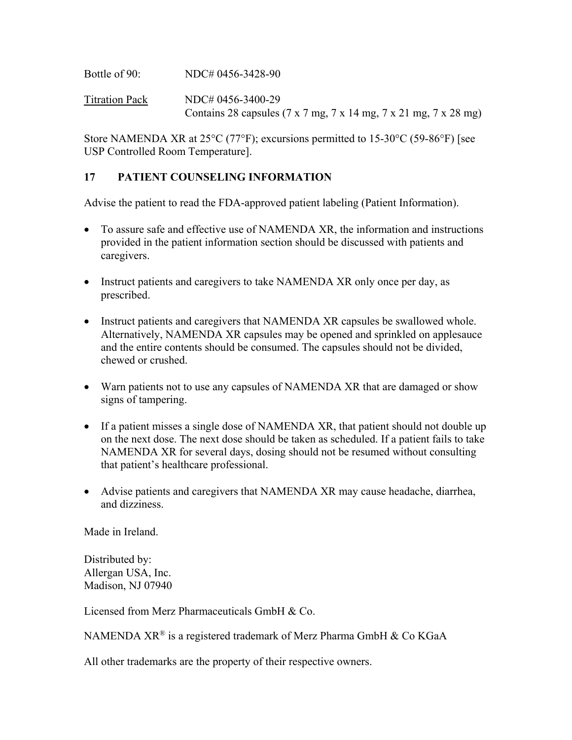Bottle of 90: NDC# 0456-3428-90

Titration Pack NDC# 0456-3400-29
Contains 28 capsules (7 x 7 mg, 7 x 14 mg, 7 x 21 mg, 7 x 28 mg)

Store NAMENDA XR at 25°C (77°F); excursions permitted to 15-30°C (59-86°F) [see USP Controlled Room Temperature].

## 17 PATIENT COUNSELING INFORMATION

Advise the patient to read the FDA-approved patient labeling (Patient Information).

- To assure safe and effective use of NAMENDA XR, the information and instructions provided in the patient information section should be discussed with patients and caregivers.
- Instruct patients and caregivers to take NAMENDA XR only once per day, as prescribed.
- Instruct patients and caregivers that NAMENDA XR capsules be swallowed whole. Alternatively, NAMENDA XR capsules may be opened and sprinkled on applesauce and the entire contents should be consumed. The capsules should not be divided, chewed or crushed.
- Warn patients not to use any capsules of NAMENDA XR that are damaged or show signs of tampering.
- If a patient misses a single dose of NAMENDA XR, that patient should not double up on the next dose. The next dose should be taken as scheduled. If a patient fails to take NAMENDA XR for several days, dosing should not be resumed without consulting that patient's healthcare professional.
- Advise patients and caregivers that NAMENDA XR may cause headache, diarrhea, and dizziness.

Made in Ireland.

Distributed by:
Allergan USA, Inc.
Madison, NJ 07940

Licensed from Merz Pharmaceuticals GmbH & Co.

NAMENDA XR® is a registered trademark of Merz Pharma GmbH & Co KGaA

All other trademarks are the property of their respective owners.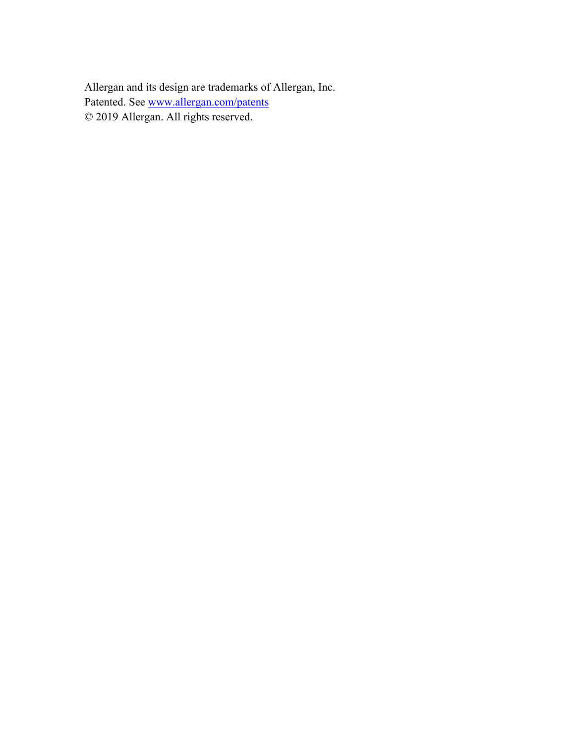Allergan and its design are trademarks of Allergan, Inc.
Patented. See [www.allergan.com/patents](http://www.allergan.com/patents)
© 2019 Allergan. All rights reserved.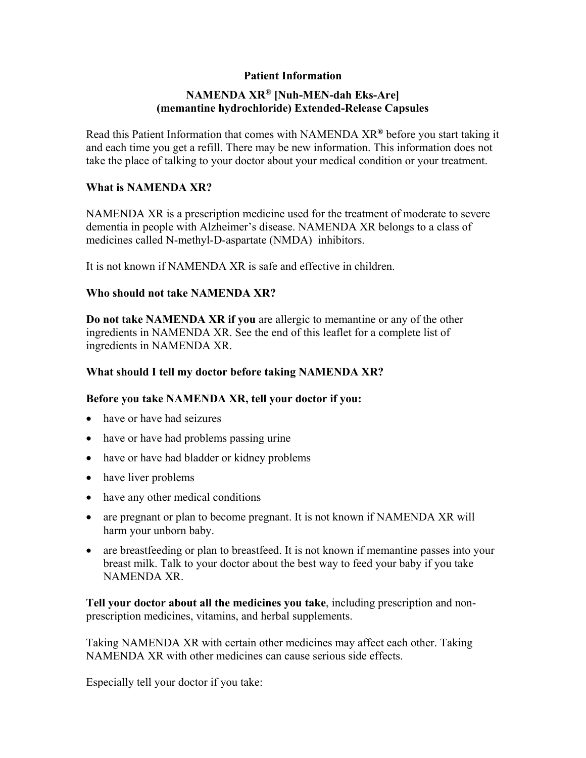**Patient Information**

**NAMENDA XR® [Nuh-MEN-dah Eks-Are]**
**(memantine hydrochloride) Extended-Release Capsules**

Read this Patient Information that comes with NAMENDA XR® before you start taking it and each time you get a refill. There may be new information. This information does not take the place of talking to your doctor about your medical condition or your treatment.

**What is NAMENDA XR?**

NAMENDA XR is a prescription medicine used for the treatment of moderate to severe dementia in people with Alzheimer's disease. NAMENDA XR belongs to a class of medicines called N-methyl-D-aspartate (NMDA) inhibitors.

It is not known if NAMENDA XR is safe and effective in children.

**Who should not take NAMENDA XR?**

**Do not take NAMENDA XR if you** are allergic to memantine or any of the other ingredients in NAMENDA XR. See the end of this leaflet for a complete list of ingredients in NAMENDA XR.

**What should I tell my doctor before taking NAMENDA XR?**

**Before you take NAMENDA XR, tell your doctor if you:**

- have or have had seizures
- have or have had problems passing urine
- have or have had bladder or kidney problems
- have liver problems
- have any other medical conditions
- are pregnant or plan to become pregnant. It is not known if NAMENDA XR will harm your unborn baby.
- are breastfeeding or plan to breastfeed. It is not known if memantine passes into your breast milk. Talk to your doctor about the best way to feed your baby if you take NAMENDA XR.

**Tell your doctor about all the medicines you take**, including prescription and non-prescription medicines, vitamins, and herbal supplements.

Taking NAMENDA XR with certain other medicines may affect each other. Taking NAMENDA XR with other medicines can cause serious side effects.

Especially tell your doctor if you take: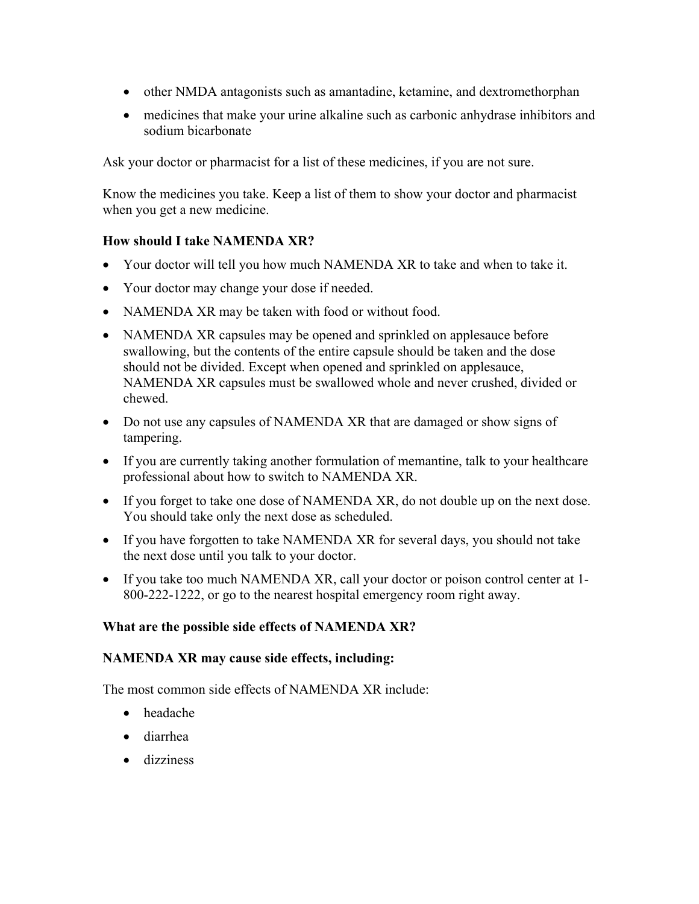- other NMDA antagonists such as amantadine, ketamine, and dextromethorphan
- medicines that make your urine alkaline such as carbonic anhydrase inhibitors and sodium bicarbonate

Ask your doctor or pharmacist for a list of these medicines, if you are not sure.

Know the medicines you take. Keep a list of them to show your doctor and pharmacist when you get a new medicine.

**How should I take NAMENDA XR?**

- Your doctor will tell you how much NAMENDA XR to take and when to take it.
- Your doctor may change your dose if needed.
- NAMENDA XR may be taken with food or without food.
- NAMENDA XR capsules may be opened and sprinkled on applesauce before swallowing, but the contents of the entire capsule should be taken and the dose should not be divided. Except when opened and sprinkled on applesauce, NAMENDA XR capsules must be swallowed whole and never crushed, divided or chewed.
- Do not use any capsules of NAMENDA XR that are damaged or show signs of tampering.
- If you are currently taking another formulation of memantine, talk to your healthcare professional about how to switch to NAMENDA XR.
- If you forget to take one dose of NAMENDA XR, do not double up on the next dose. You should take only the next dose as scheduled.
- If you have forgotten to take NAMENDA XR for several days, you should not take the next dose until you talk to your doctor.
- If you take too much NAMENDA XR, call your doctor or poison control center at 1-800-222-1222, or go to the nearest hospital emergency room right away.

**What are the possible side effects of NAMENDA XR?**

**NAMENDA XR may cause side effects, including:**

The most common side effects of NAMENDA XR include:

- headache
- diarrhea
- dizziness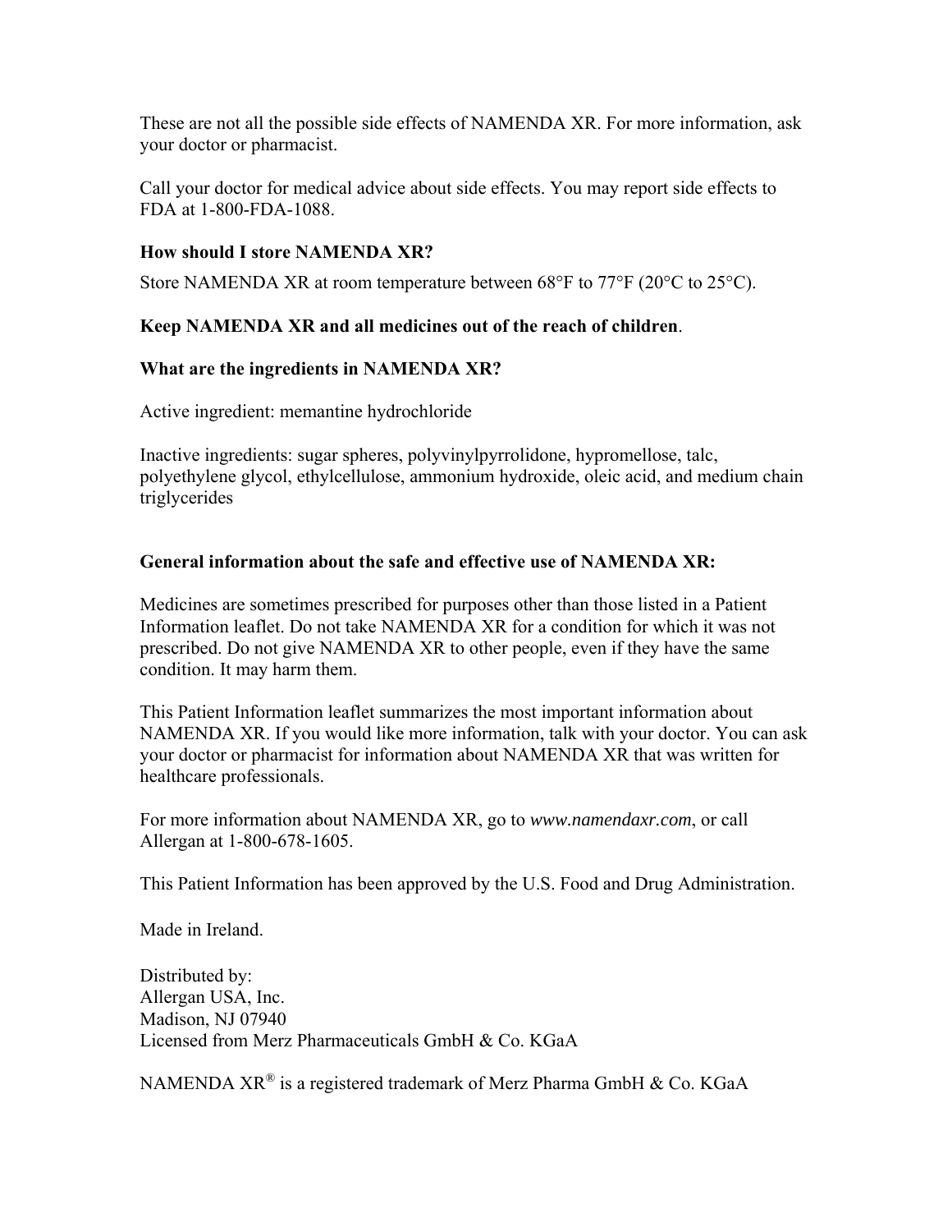These are not all the possible side effects of NAMENDA XR. For more information, ask your doctor or pharmacist.

Call your doctor for medical advice about side effects. You may report side effects to FDA at 1-800-FDA-1088.

**How should I store NAMENDA XR?**

Store NAMENDA XR at room temperature between 68°F to 77°F (20°C to 25°C).

**Keep NAMENDA XR and all medicines out of the reach of children**.

**What are the ingredients in NAMENDA XR?**

Active ingredient: memantine hydrochloride

Inactive ingredients: sugar spheres, polyvinylpyrrolidone, hypromellose, talc, polyethylene glycol, ethylcellulose, ammonium hydroxide, oleic acid, and medium chain triglycerides

**General information about the safe and effective use of NAMENDA XR:**

Medicines are sometimes prescribed for purposes other than those listed in a Patient Information leaflet. Do not take NAMENDA XR for a condition for which it was not prescribed. Do not give NAMENDA XR to other people, even if they have the same condition. It may harm them.

This Patient Information leaflet summarizes the most important information about NAMENDA XR. If you would like more information, talk with your doctor. You can ask your doctor or pharmacist for information about NAMENDA XR that was written for healthcare professionals.

For more information about NAMENDA XR, go to *www.namendaxr.com*, or call Allergan at 1-800-678-1605.

This Patient Information has been approved by the U.S. Food and Drug Administration.

Made in Ireland.

Distributed by:
Allergan USA, Inc.
Madison, NJ 07940
Licensed from Merz Pharmaceuticals GmbH & Co. KGaA

NAMENDA XR® is a registered trademark of Merz Pharma GmbH & Co. KGaA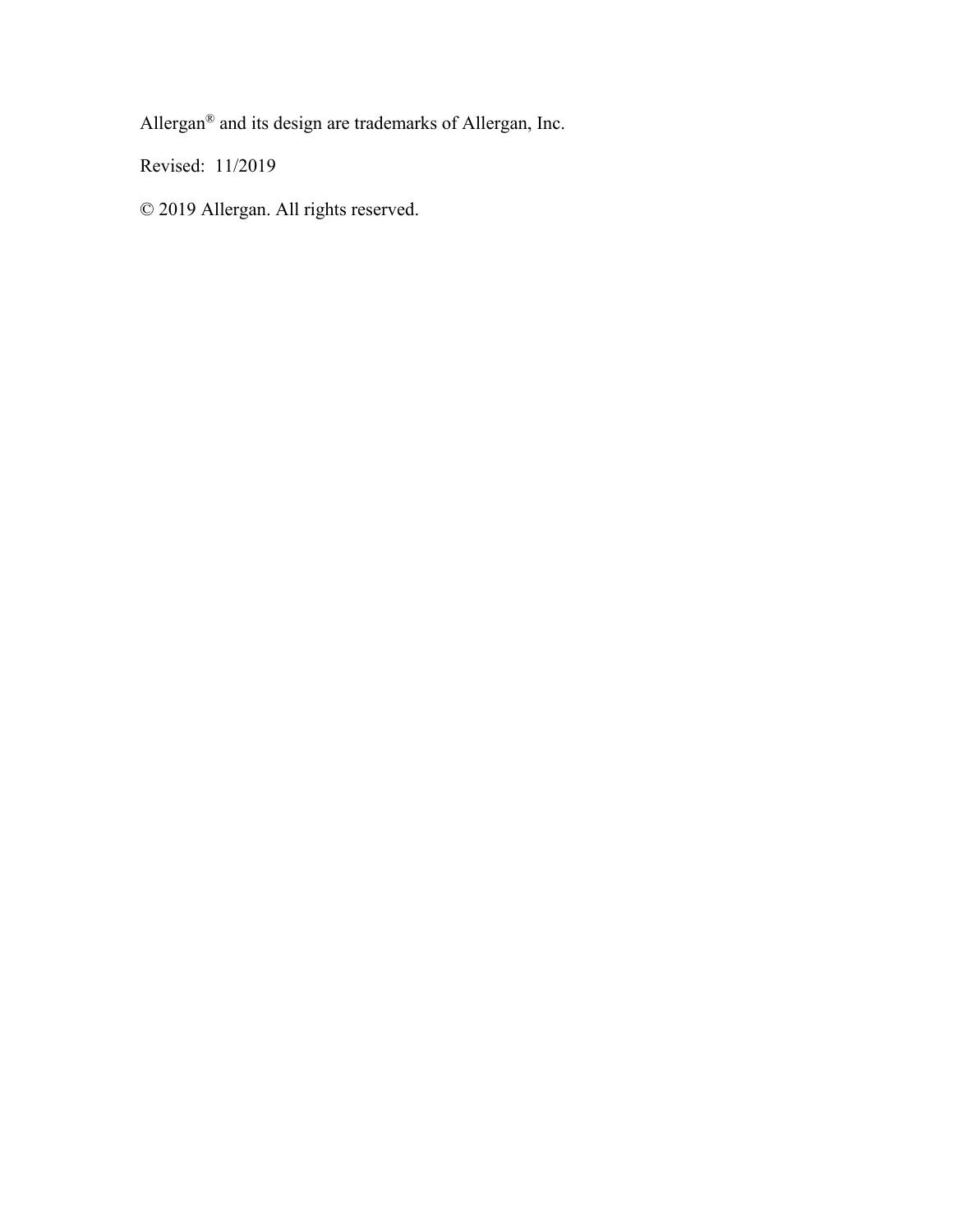Allergan® and its design are trademarks of Allergan, Inc.

Revised: 11/2019

© 2019 Allergan. All rights reserved.